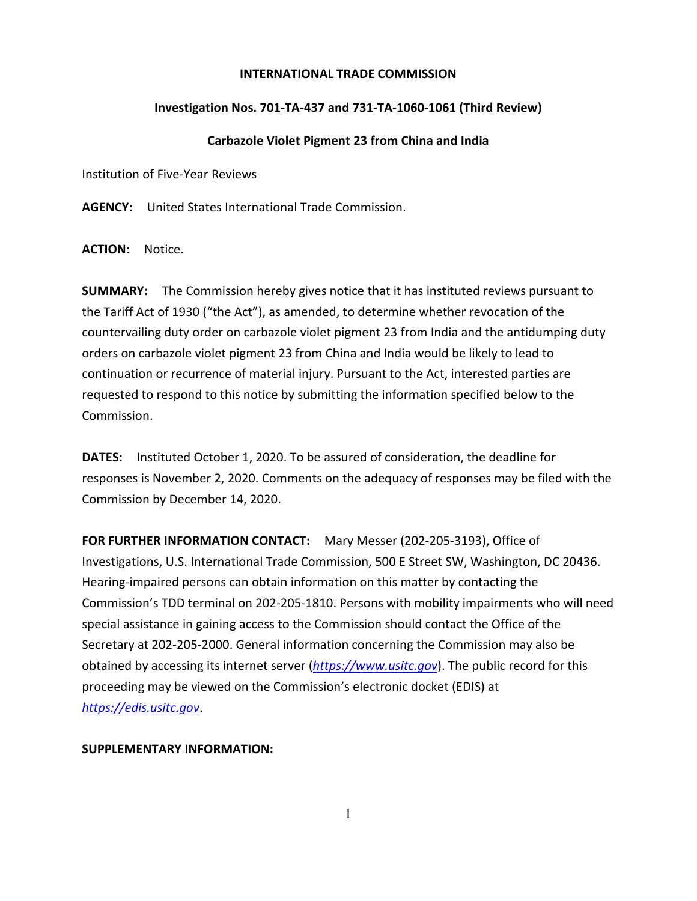**INTERNATIONAL TRADE COMMISSION**

**Investigation Nos. 701-TA-437 and 731-TA-1060-1061 (Third Review)**

**Carbazole Violet Pigment 23 from China and India**

Institution of Five-Year Reviews

**AGENCY:** United States International Trade Commission.

**ACTION:** Notice.

**SUMMARY:** The Commission hereby gives notice that it has instituted reviews pursuant to the Tariff Act of 1930 ("the Act"), as amended, to determine whether revocation of the countervailing duty order on carbazole violet pigment 23 from India and the antidumping duty orders on carbazole violet pigment 23 from China and India would be likely to lead to continuation or recurrence of material injury. Pursuant to the Act, interested parties are requested to respond to this notice by submitting the information specified below to the Commission.

**DATES:** Instituted October 1, 2020. To be assured of consideration, the deadline for responses is November 2, 2020. Comments on the adequacy of responses may be filed with the Commission by December 14, 2020.

**FOR FURTHER INFORMATION CONTACT:** Mary Messer (202-205-3193), Office of Investigations, U.S. International Trade Commission, 500 E Street SW, Washington, DC 20436. Hearing-impaired persons can obtain information on this matter by contacting the Commission's TDD terminal on 202-205-1810. Persons with mobility impairments who will need special assistance in gaining access to the Commission should contact the Office of the Secretary at 202-205-2000. General information concerning the Commission may also be obtained by accessing its internet server (*https://www.usitc.gov*). The public record for this proceeding may be viewed on the Commission's electronic docket (EDIS) at *https://edis.usitc.gov*.

**SUPPLEMENTARY INFORMATION:**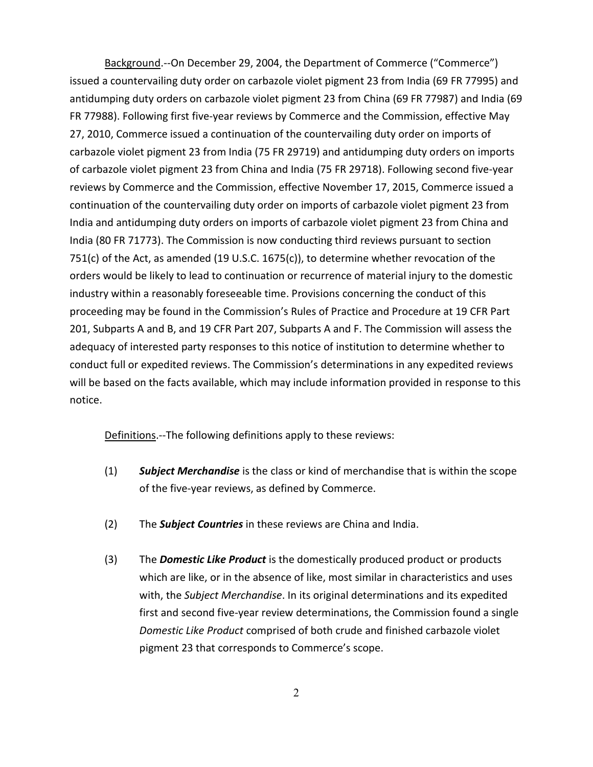Background.--On December 29, 2004, the Department of Commerce ("Commerce") issued a countervailing duty order on carbazole violet pigment 23 from India (69 FR 77995) and antidumping duty orders on carbazole violet pigment 23 from China (69 FR 77987) and India (69 FR 77988). Following first five-year reviews by Commerce and the Commission, effective May 27, 2010, Commerce issued a continuation of the countervailing duty order on imports of carbazole violet pigment 23 from India (75 FR 29719) and antidumping duty orders on imports of carbazole violet pigment 23 from China and India (75 FR 29718). Following second five-year reviews by Commerce and the Commission, effective November 17, 2015, Commerce issued a continuation of the countervailing duty order on imports of carbazole violet pigment 23 from India and antidumping duty orders on imports of carbazole violet pigment 23 from China and India (80 FR 71773). The Commission is now conducting third reviews pursuant to section 751(c) of the Act, as amended (19 U.S.C. 1675(c)), to determine whether revocation of the orders would be likely to lead to continuation or recurrence of material injury to the domestic industry within a reasonably foreseeable time. Provisions concerning the conduct of this proceeding may be found in the Commission's Rules of Practice and Procedure at 19 CFR Part 201, Subparts A and B, and 19 CFR Part 207, Subparts A and F. The Commission will assess the adequacy of interested party responses to this notice of institution to determine whether to conduct full or expedited reviews. The Commission's determinations in any expedited reviews will be based on the facts available, which may include information provided in response to this notice.

Definitions.--The following definitions apply to these reviews:

(1) ***Subject Merchandise*** is the class or kind of merchandise that is within the scope of the five-year reviews, as defined by Commerce.

(2) The ***Subject Countries*** in these reviews are China and India.

(3) The ***Domestic Like Product*** is the domestically produced product or products which are like, or in the absence of like, most similar in characteristics and uses with, the *Subject Merchandise*. In its original determinations and its expedited first and second five-year review determinations, the Commission found a single *Domestic Like Product* comprised of both crude and finished carbazole violet pigment 23 that corresponds to Commerce's scope.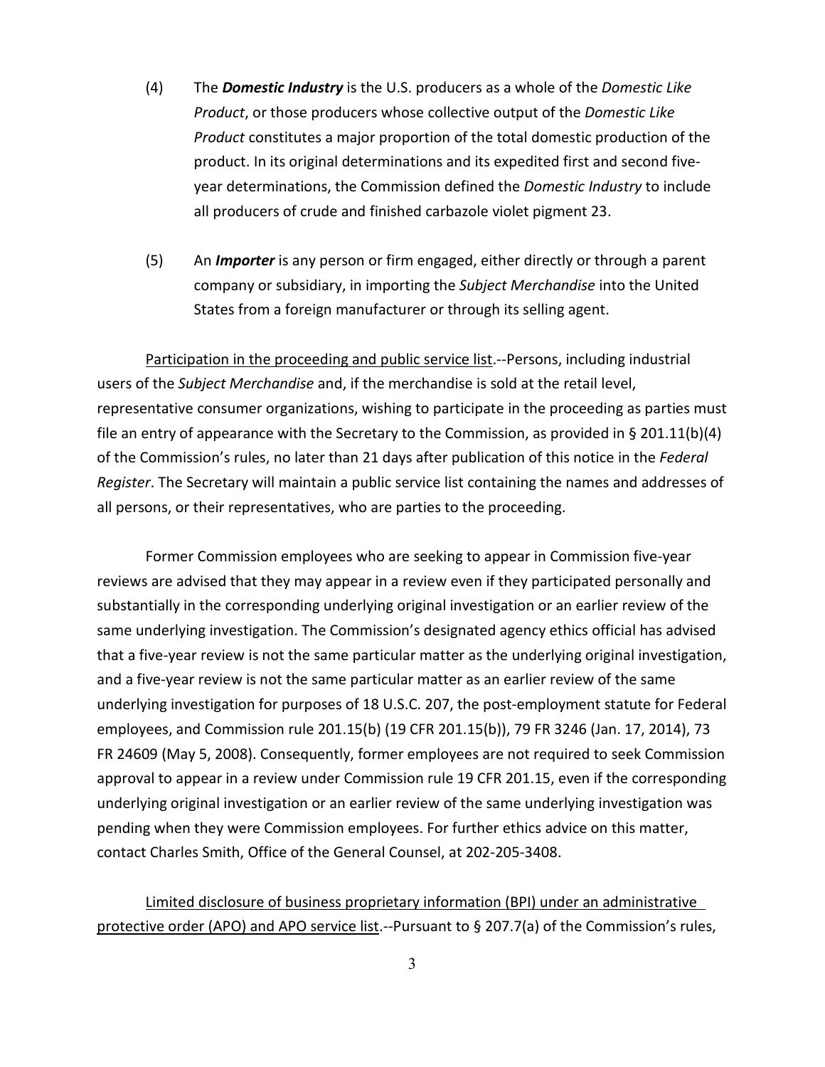(4) The ***Domestic Industry*** is the U.S. producers as a whole of the *Domestic Like Product*, or those producers whose collective output of the *Domestic Like Product* constitutes a major proportion of the total domestic production of the product. In its original determinations and its expedited first and second five-year determinations, the Commission defined the *Domestic Industry* to include all producers of crude and finished carbazole violet pigment 23.

(5) An ***Importer*** is any person or firm engaged, either directly or through a parent company or subsidiary, in importing the *Subject Merchandise* into the United States from a foreign manufacturer or through its selling agent.

Participation in the proceeding and public service list.--Persons, including industrial users of the *Subject Merchandise* and, if the merchandise is sold at the retail level, representative consumer organizations, wishing to participate in the proceeding as parties must file an entry of appearance with the Secretary to the Commission, as provided in § 201.11(b)(4) of the Commission's rules, no later than 21 days after publication of this notice in the *Federal Register*. The Secretary will maintain a public service list containing the names and addresses of all persons, or their representatives, who are parties to the proceeding.

Former Commission employees who are seeking to appear in Commission five-year reviews are advised that they may appear in a review even if they participated personally and substantially in the corresponding underlying original investigation or an earlier review of the same underlying investigation. The Commission's designated agency ethics official has advised that a five-year review is not the same particular matter as the underlying original investigation, and a five-year review is not the same particular matter as an earlier review of the same underlying investigation for purposes of 18 U.S.C. 207, the post-employment statute for Federal employees, and Commission rule 201.15(b) (19 CFR 201.15(b)), 79 FR 3246 (Jan. 17, 2014), 73 FR 24609 (May 5, 2008). Consequently, former employees are not required to seek Commission approval to appear in a review under Commission rule 19 CFR 201.15, even if the corresponding underlying original investigation or an earlier review of the same underlying investigation was pending when they were Commission employees. For further ethics advice on this matter, contact Charles Smith, Office of the General Counsel, at 202-205-3408.

Limited disclosure of business proprietary information (BPI) under an administrative protective order (APO) and APO service list.--Pursuant to § 207.7(a) of the Commission's rules,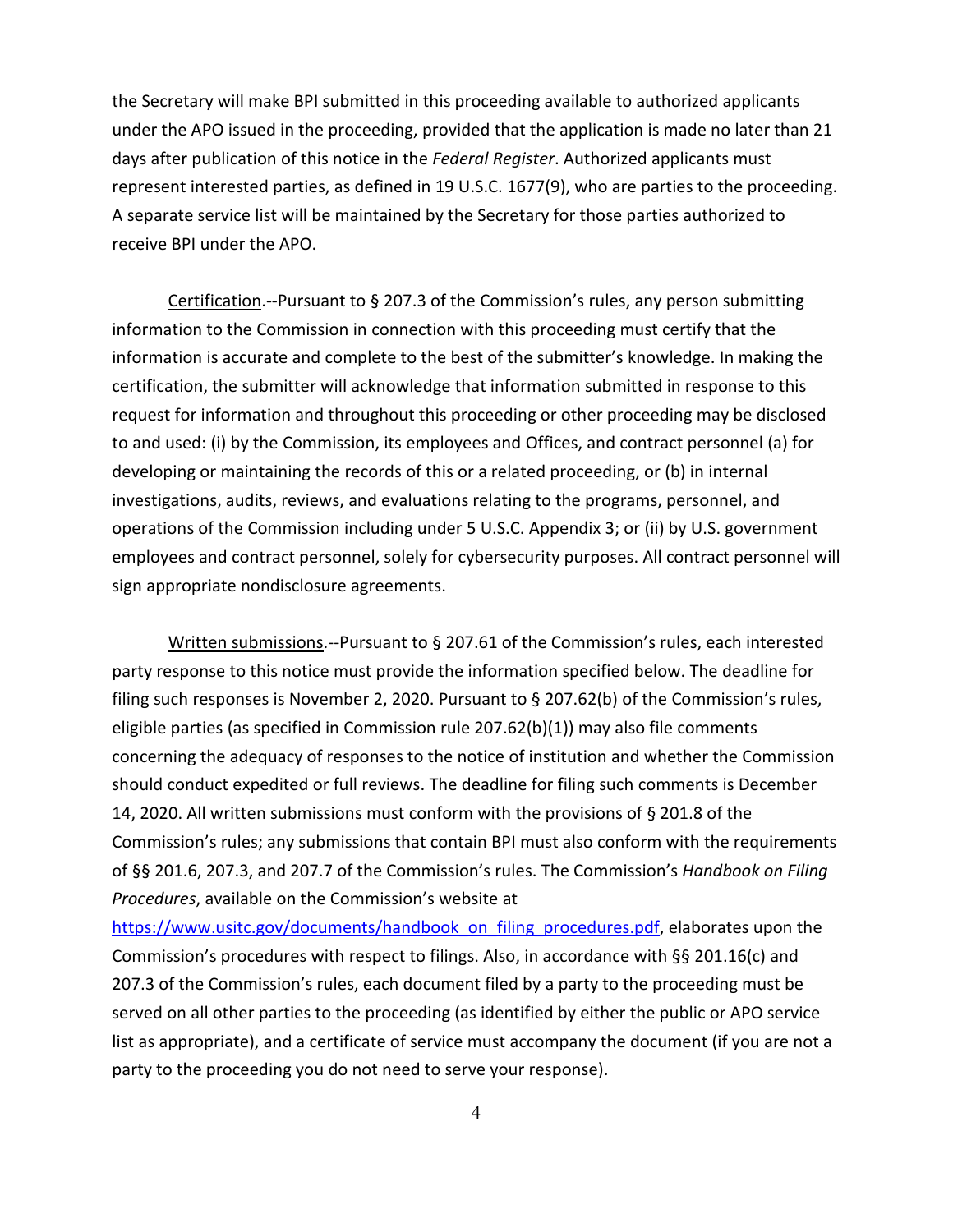the Secretary will make BPI submitted in this proceeding available to authorized applicants under the APO issued in the proceeding, provided that the application is made no later than 21 days after publication of this notice in the *Federal Register*. Authorized applicants must represent interested parties, as defined in 19 U.S.C. 1677(9), who are parties to the proceeding. A separate service list will be maintained by the Secretary for those parties authorized to receive BPI under the APO.

Certification.--Pursuant to § 207.3 of the Commission's rules, any person submitting information to the Commission in connection with this proceeding must certify that the information is accurate and complete to the best of the submitter's knowledge. In making the certification, the submitter will acknowledge that information submitted in response to this request for information and throughout this proceeding or other proceeding may be disclosed to and used: (i) by the Commission, its employees and Offices, and contract personnel (a) for developing or maintaining the records of this or a related proceeding, or (b) in internal investigations, audits, reviews, and evaluations relating to the programs, personnel, and operations of the Commission including under 5 U.S.C. Appendix 3; or (ii) by U.S. government employees and contract personnel, solely for cybersecurity purposes. All contract personnel will sign appropriate nondisclosure agreements.

Written submissions.--Pursuant to § 207.61 of the Commission's rules, each interested party response to this notice must provide the information specified below. The deadline for filing such responses is November 2, 2020. Pursuant to § 207.62(b) of the Commission's rules, eligible parties (as specified in Commission rule 207.62(b)(1)) may also file comments concerning the adequacy of responses to the notice of institution and whether the Commission should conduct expedited or full reviews. The deadline for filing such comments is December 14, 2020. All written submissions must conform with the provisions of § 201.8 of the Commission's rules; any submissions that contain BPI must also conform with the requirements of §§ 201.6, 207.3, and 207.7 of the Commission's rules. The Commission's *Handbook on Filing Procedures*, available on the Commission's website at https://www.usitc.gov/documents/handbook_on_filing_procedures.pdf, elaborates upon the Commission's procedures with respect to filings. Also, in accordance with §§ 201.16(c) and 207.3 of the Commission's rules, each document filed by a party to the proceeding must be served on all other parties to the proceeding (as identified by either the public or APO service list as appropriate), and a certificate of service must accompany the document (if you are not a party to the proceeding you do not need to serve your response).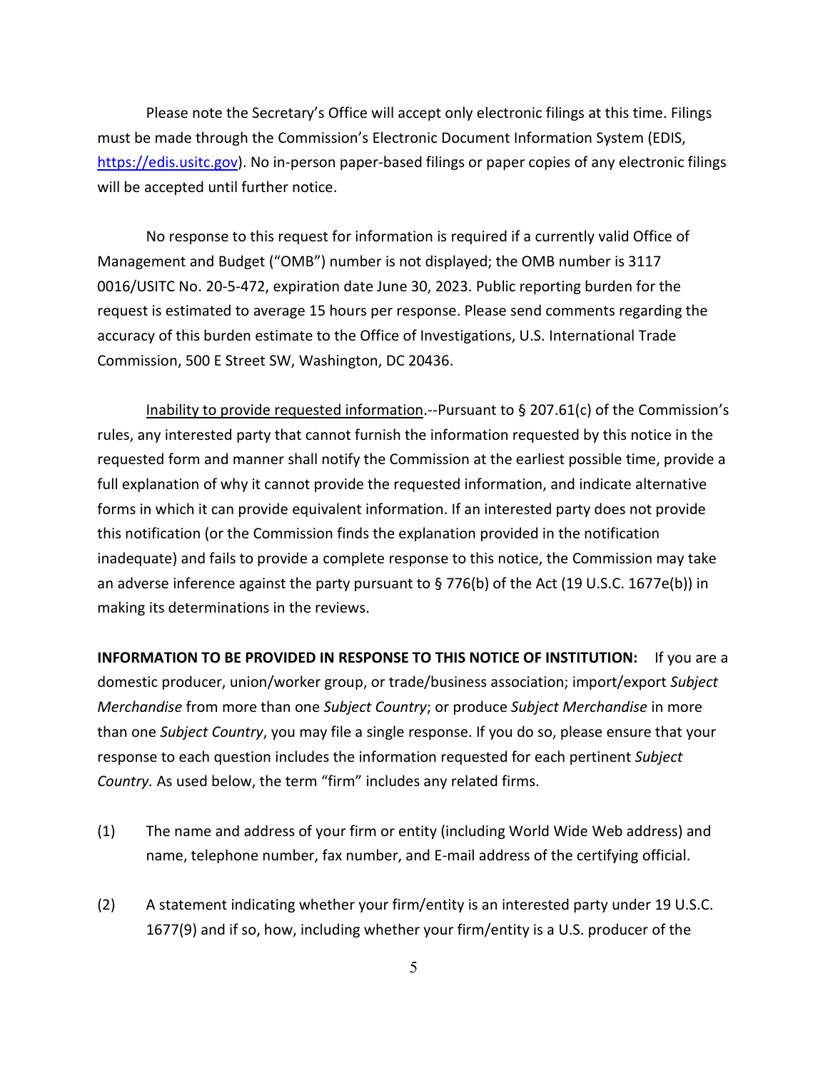Please note the Secretary's Office will accept only electronic filings at this time. Filings must be made through the Commission's Electronic Document Information System (EDIS, https://edis.usitc.gov). No in-person paper-based filings or paper copies of any electronic filings will be accepted until further notice.

No response to this request for information is required if a currently valid Office of Management and Budget ("OMB") number is not displayed; the OMB number is 3117 0016/USITC No. 20-5-472, expiration date June 30, 2023. Public reporting burden for the request is estimated to average 15 hours per response. Please send comments regarding the accuracy of this burden estimate to the Office of Investigations, U.S. International Trade Commission, 500 E Street SW, Washington, DC 20436.

Inability to provide requested information.--Pursuant to § 207.61(c) of the Commission's rules, any interested party that cannot furnish the information requested by this notice in the requested form and manner shall notify the Commission at the earliest possible time, provide a full explanation of why it cannot provide the requested information, and indicate alternative forms in which it can provide equivalent information. If an interested party does not provide this notification (or the Commission finds the explanation provided in the notification inadequate) and fails to provide a complete response to this notice, the Commission may take an adverse inference against the party pursuant to § 776(b) of the Act (19 U.S.C. 1677e(b)) in making its determinations in the reviews.

**INFORMATION TO BE PROVIDED IN RESPONSE TO THIS NOTICE OF INSTITUTION:** If you are a domestic producer, union/worker group, or trade/business association; import/export *Subject Merchandise* from more than one *Subject Country*; or produce *Subject Merchandise* in more than one *Subject Country*, you may file a single response. If you do so, please ensure that your response to each question includes the information requested for each pertinent *Subject Country.* As used below, the term "firm" includes any related firms.

(1) The name and address of your firm or entity (including World Wide Web address) and name, telephone number, fax number, and E-mail address of the certifying official.

(2) A statement indicating whether your firm/entity is an interested party under 19 U.S.C. 1677(9) and if so, how, including whether your firm/entity is a U.S. producer of the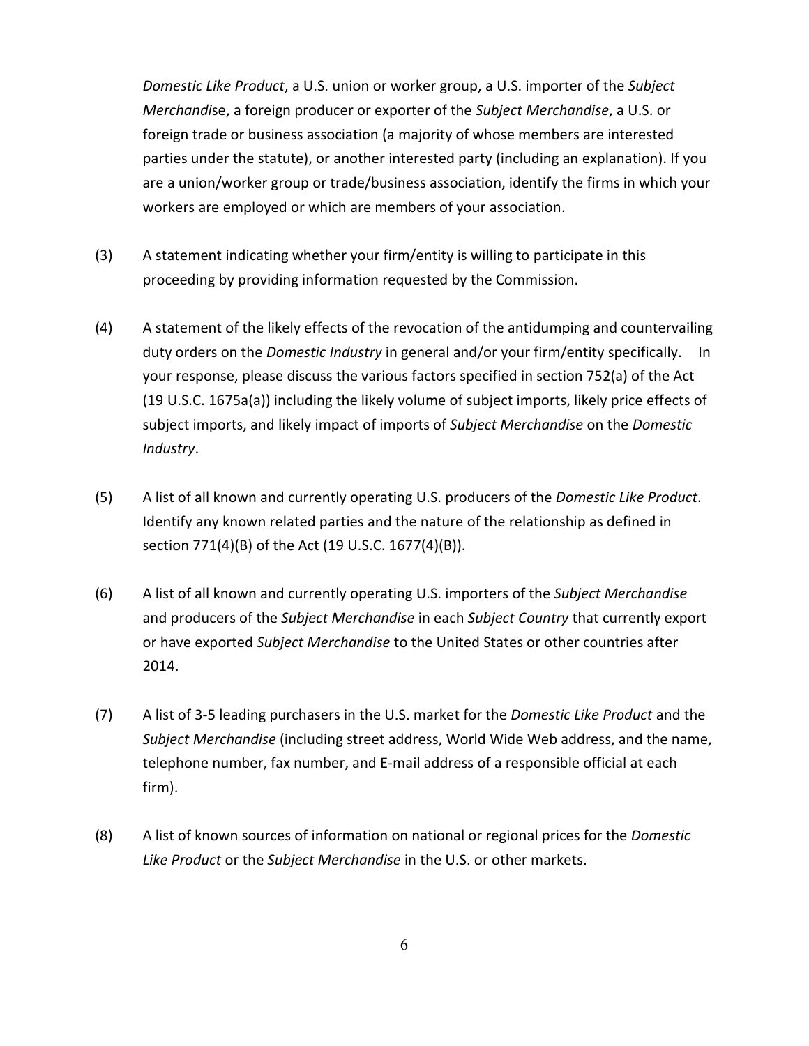*Domestic Like Product*, a U.S. union or worker group, a U.S. importer of the *Subject Merchandise*, a foreign producer or exporter of the *Subject Merchandise*, a U.S. or foreign trade or business association (a majority of whose members are interested parties under the statute), or another interested party (including an explanation). If you are a union/worker group or trade/business association, identify the firms in which your workers are employed or which are members of your association.

(3) A statement indicating whether your firm/entity is willing to participate in this proceeding by providing information requested by the Commission.

(4) A statement of the likely effects of the revocation of the antidumping and countervailing duty orders on the *Domestic Industry* in general and/or your firm/entity specifically. In your response, please discuss the various factors specified in section 752(a) of the Act (19 U.S.C. 1675a(a)) including the likely volume of subject imports, likely price effects of subject imports, and likely impact of imports of *Subject Merchandise* on the *Domestic Industry*.

(5) A list of all known and currently operating U.S. producers of the *Domestic Like Product*. Identify any known related parties and the nature of the relationship as defined in section 771(4)(B) of the Act (19 U.S.C. 1677(4)(B)).

(6) A list of all known and currently operating U.S. importers of the *Subject Merchandise* and producers of the *Subject Merchandise* in each *Subject Country* that currently export or have exported *Subject Merchandise* to the United States or other countries after 2014.

(7) A list of 3-5 leading purchasers in the U.S. market for the *Domestic Like Product* and the *Subject Merchandise* (including street address, World Wide Web address, and the name, telephone number, fax number, and E-mail address of a responsible official at each firm).

(8) A list of known sources of information on national or regional prices for the *Domestic Like Product* or the *Subject Merchandise* in the U.S. or other markets.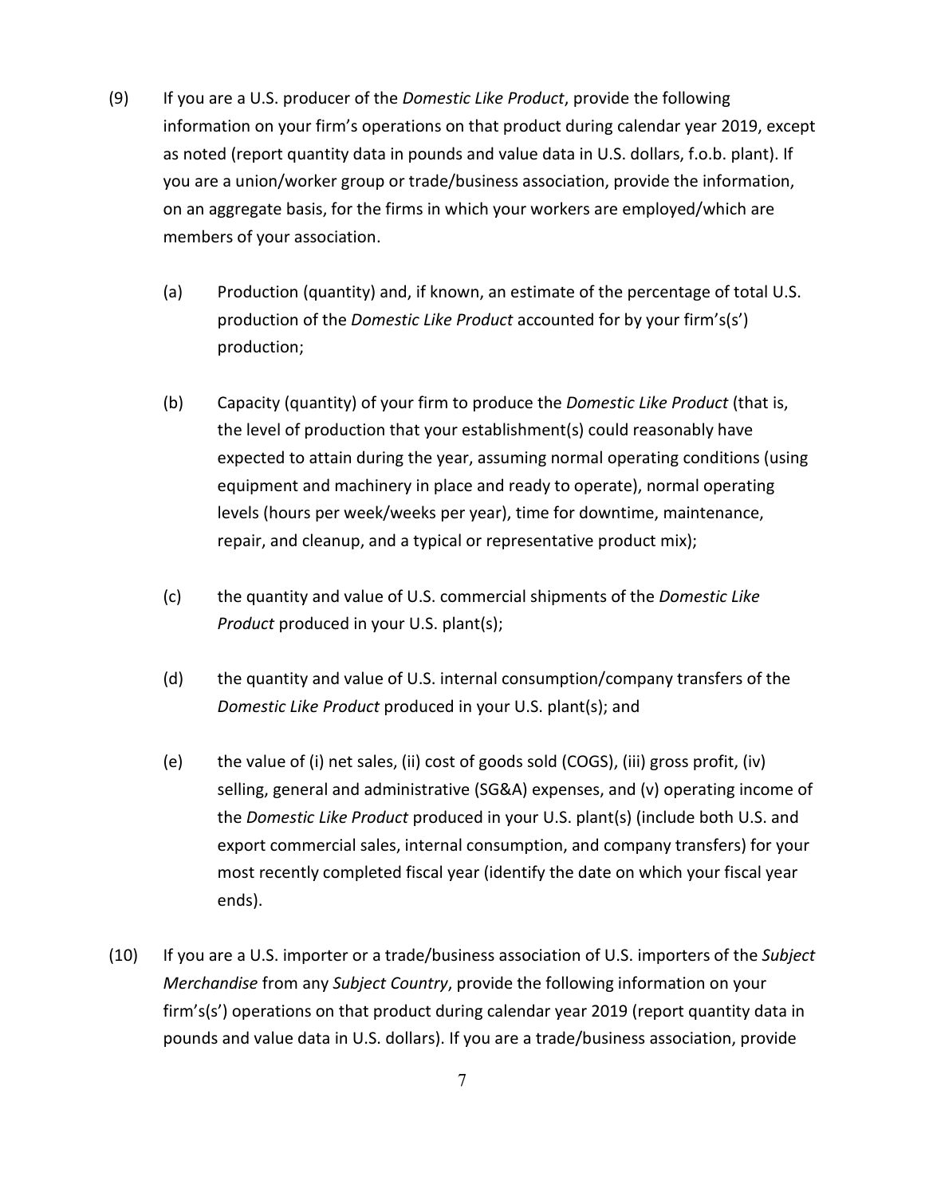(9) If you are a U.S. producer of the *Domestic Like Product*, provide the following information on your firm's operations on that product during calendar year 2019, except as noted (report quantity data in pounds and value data in U.S. dollars, f.o.b. plant). If you are a union/worker group or trade/business association, provide the information, on an aggregate basis, for the firms in which your workers are employed/which are members of your association.

   (a) Production (quantity) and, if known, an estimate of the percentage of total U.S. production of the *Domestic Like Product* accounted for by your firm's(s') production;

   (b) Capacity (quantity) of your firm to produce the *Domestic Like Product* (that is, the level of production that your establishment(s) could reasonably have expected to attain during the year, assuming normal operating conditions (using equipment and machinery in place and ready to operate), normal operating levels (hours per week/weeks per year), time for downtime, maintenance, repair, and cleanup, and a typical or representative product mix);

   (c) the quantity and value of U.S. commercial shipments of the *Domestic Like Product* produced in your U.S. plant(s);

   (d) the quantity and value of U.S. internal consumption/company transfers of the *Domestic Like Product* produced in your U.S. plant(s); and

   (e) the value of (i) net sales, (ii) cost of goods sold (COGS), (iii) gross profit, (iv) selling, general and administrative (SG&A) expenses, and (v) operating income of the *Domestic Like Product* produced in your U.S. plant(s) (include both U.S. and export commercial sales, internal consumption, and company transfers) for your most recently completed fiscal year (identify the date on which your fiscal year ends).

(10) If you are a U.S. importer or a trade/business association of U.S. importers of the *Subject Merchandise* from any *Subject Country*, provide the following information on your firm's(s') operations on that product during calendar year 2019 (report quantity data in pounds and value data in U.S. dollars). If you are a trade/business association, provide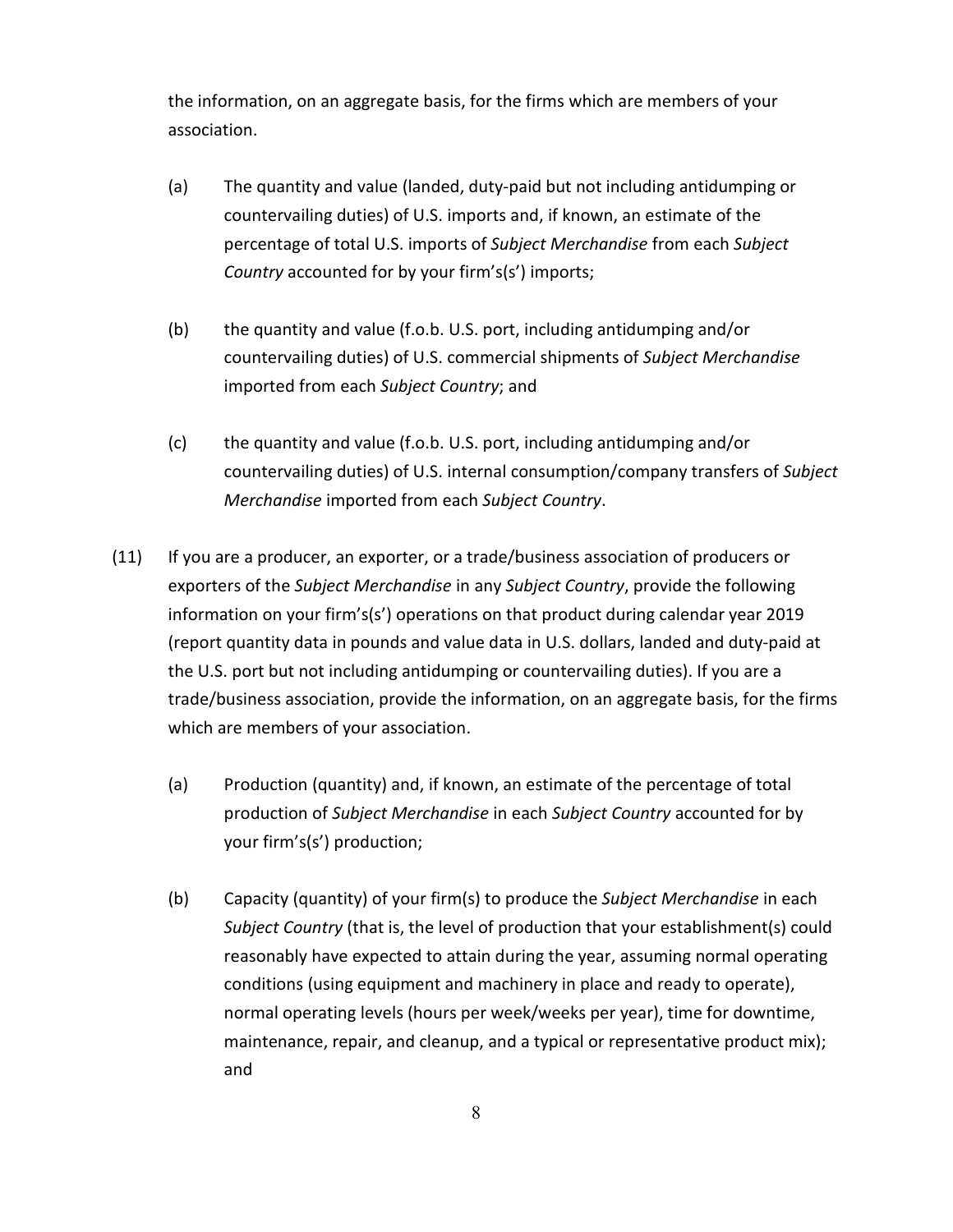the information, on an aggregate basis, for the firms which are members of your association.

(a) The quantity and value (landed, duty-paid but not including antidumping or countervailing duties) of U.S. imports and, if known, an estimate of the percentage of total U.S. imports of *Subject Merchandise* from each *Subject Country* accounted for by your firm's(s') imports;

(b) the quantity and value (f.o.b. U.S. port, including antidumping and/or countervailing duties) of U.S. commercial shipments of *Subject Merchandise* imported from each *Subject Country*; and

(c) the quantity and value (f.o.b. U.S. port, including antidumping and/or countervailing duties) of U.S. internal consumption/company transfers of *Subject Merchandise* imported from each *Subject Country*.

(11) If you are a producer, an exporter, or a trade/business association of producers or exporters of the *Subject Merchandise* in any *Subject Country*, provide the following information on your firm's(s') operations on that product during calendar year 2019 (report quantity data in pounds and value data in U.S. dollars, landed and duty-paid at the U.S. port but not including antidumping or countervailing duties). If you are a trade/business association, provide the information, on an aggregate basis, for the firms which are members of your association.

(a) Production (quantity) and, if known, an estimate of the percentage of total production of *Subject Merchandise* in each *Subject Country* accounted for by your firm's(s') production;

(b) Capacity (quantity) of your firm(s) to produce the *Subject Merchandise* in each *Subject Country* (that is, the level of production that your establishment(s) could reasonably have expected to attain during the year, assuming normal operating conditions (using equipment and machinery in place and ready to operate), normal operating levels (hours per week/weeks per year), time for downtime, maintenance, repair, and cleanup, and a typical or representative product mix); and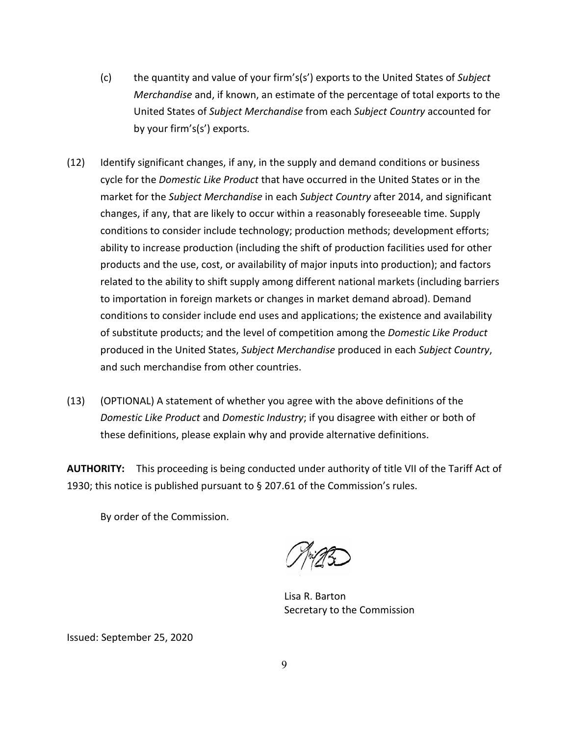(c) the quantity and value of your firm's(s') exports to the United States of *Subject Merchandise* and, if known, an estimate of the percentage of total exports to the United States of *Subject Merchandise* from each *Subject Country* accounted for by your firm's(s') exports.

(12) Identify significant changes, if any, in the supply and demand conditions or business cycle for the *Domestic Like Product* that have occurred in the United States or in the market for the *Subject Merchandise* in each *Subject Country* after 2014, and significant changes, if any, that are likely to occur within a reasonably foreseeable time. Supply conditions to consider include technology; production methods; development efforts; ability to increase production (including the shift of production facilities used for other products and the use, cost, or availability of major inputs into production); and factors related to the ability to shift supply among different national markets (including barriers to importation in foreign markets or changes in market demand abroad). Demand conditions to consider include end uses and applications; the existence and availability of substitute products; and the level of competition among the *Domestic Like Product* produced in the United States, *Subject Merchandise* produced in each *Subject Country*, and such merchandise from other countries.

(13) (OPTIONAL) A statement of whether you agree with the above definitions of the *Domestic Like Product* and *Domestic Industry*; if you disagree with either or both of these definitions, please explain why and provide alternative definitions.

**AUTHORITY:** This proceeding is being conducted under authority of title VII of the Tariff Act of 1930; this notice is published pursuant to § 207.61 of the Commission's rules.

By order of the Commission.

Lisa R. Barton
Secretary to the Commission

Issued: September 25, 2020